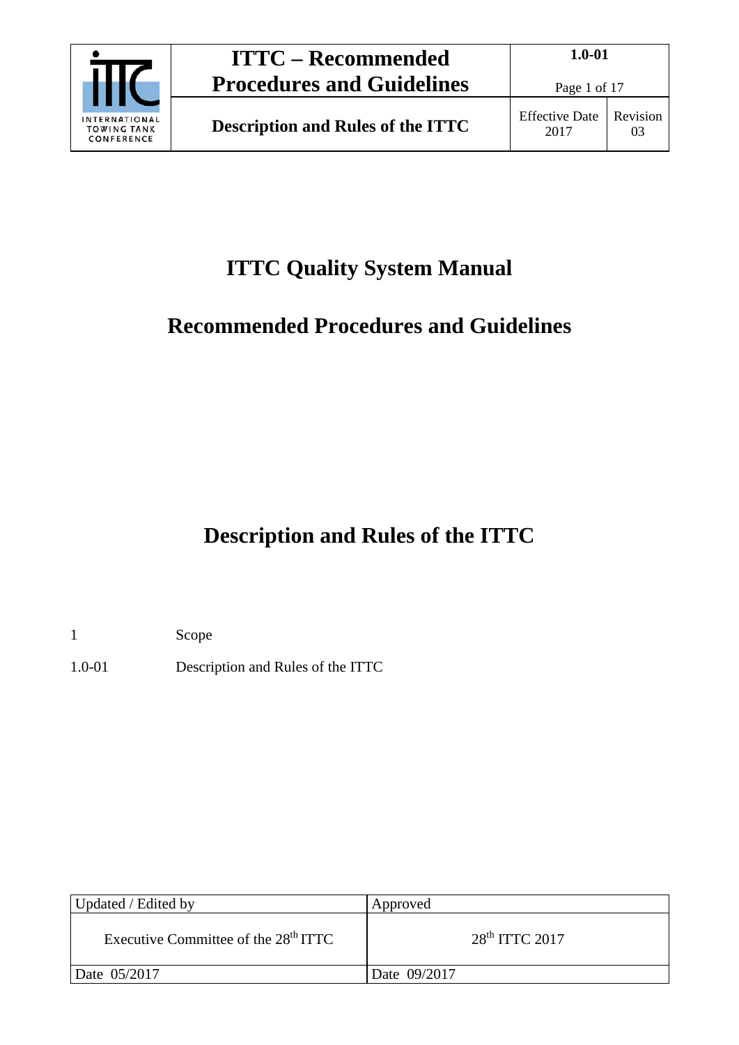# ITTC Quality System Manual

# Recommended Procedures and Guidelines

# Description and Rules of the ITTC

| | |
|---|---|
| 1 | Scope |
| 1.0-01 | Description and Rules of the ITTC |

| Updated / Edited by | Approved |
|---|---|
| Executive Committee of the 28th ITTC | 28th ITTC 2017 |
| Date 05/2017 | Date 09/2017 |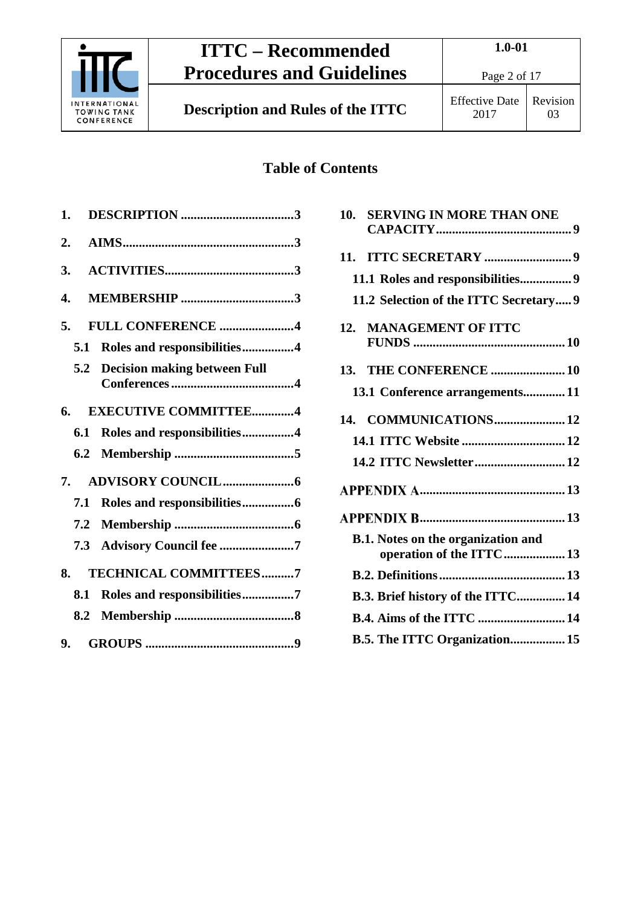## Table of Contents

1. DESCRIPTION ....3
2. AIMS ....3
3. ACTIVITIES ....3
4. MEMBERSHIP ....3
5. FULL CONFERENCE ....4
   - 5.1 Roles and responsibilities ....4
   - 5.2 Decision making between Full Conferences ....4
6. EXECUTIVE COMMITTEE ....4
   - 6.1 Roles and responsibilities ....4
   - 6.2 Membership ....5
7. ADVISORY COUNCIL ....6
   - 7.1 Roles and responsibilities ....6
   - 7.2 Membership ....6
   - 7.3 Advisory Council fee ....7
8. TECHNICAL COMMITTEES ....7
   - 8.1 Roles and responsibilities ....7
   - 8.2 Membership ....8
9. GROUPS ....9
10. SERVING IN MORE THAN ONE CAPACITY ....9
11. ITTC SECRETARY ....9
    - 11.1 Roles and responsibilities ....9
    - 11.2 Selection of the ITTC Secretary ....9
12. MANAGEMENT OF ITTC FUNDS ....10
13. THE CONFERENCE ....10
    - 13.1 Conference arrangements ....11
14. COMMUNICATIONS ....12
    - 14.1 ITTC Website ....12
    - 14.2 ITTC Newsletter ....12

APPENDIX A ....13

APPENDIX B ....13
- B.1. Notes on the organization and operation of the ITTC ....13
- B.2. Definitions ....13
- B.3. Brief history of the ITTC ....14
- B.4. Aims of the ITTC ....14
- B.5. The ITTC Organization ....15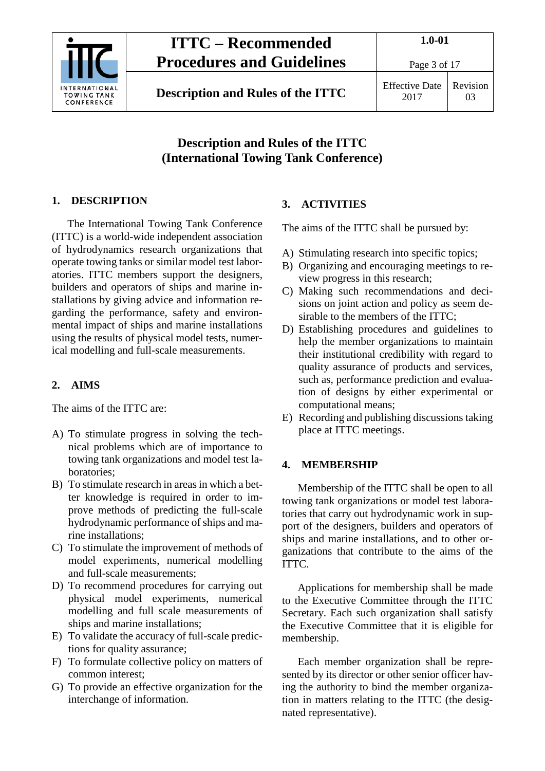# Description and Rules of the ITTC (International Towing Tank Conference)

## 1. DESCRIPTION

The International Towing Tank Conference (ITTC) is a world-wide independent association of hydrodynamics research organizations that operate towing tanks or similar model test laboratories. ITTC members support the designers, builders and operators of ships and marine installations by giving advice and information regarding the performance, safety and environmental impact of ships and marine installations using the results of physical model tests, numerical modelling and full-scale measurements.

## 2. AIMS

The aims of the ITTC are:

A) To stimulate progress in solving the technical problems which are of importance to towing tank organizations and model test laboratories;
B) To stimulate research in areas in which a better knowledge is required in order to improve methods of predicting the full-scale hydrodynamic performance of ships and marine installations;
C) To stimulate the improvement of methods of model experiments, numerical modelling and full-scale measurements;
D) To recommend procedures for carrying out physical model experiments, numerical modelling and full scale measurements of ships and marine installations;
E) To validate the accuracy of full-scale predictions for quality assurance;
F) To formulate collective policy on matters of common interest;
G) To provide an effective organization for the interchange of information.

## 3. ACTIVITIES

The aims of the ITTC shall be pursued by:

A) Stimulating research into specific topics;
B) Organizing and encouraging meetings to review progress in this research;
C) Making such recommendations and decisions on joint action and policy as seem desirable to the members of the ITTC;
D) Establishing procedures and guidelines to help the member organizations to maintain their institutional credibility with regard to quality assurance of products and services, such as, performance prediction and evaluation of designs by either experimental or computational means;
E) Recording and publishing discussions taking place at ITTC meetings.

## 4. MEMBERSHIP

Membership of the ITTC shall be open to all towing tank organizations or model test laboratories that carry out hydrodynamic work in support of the designers, builders and operators of ships and marine installations, and to other organizations that contribute to the aims of the ITTC.

Applications for membership shall be made to the Executive Committee through the ITTC Secretary. Each such organization shall satisfy the Executive Committee that it is eligible for membership.

Each member organization shall be represented by its director or other senior officer having the authority to bind the member organization in matters relating to the ITTC (the designated representative).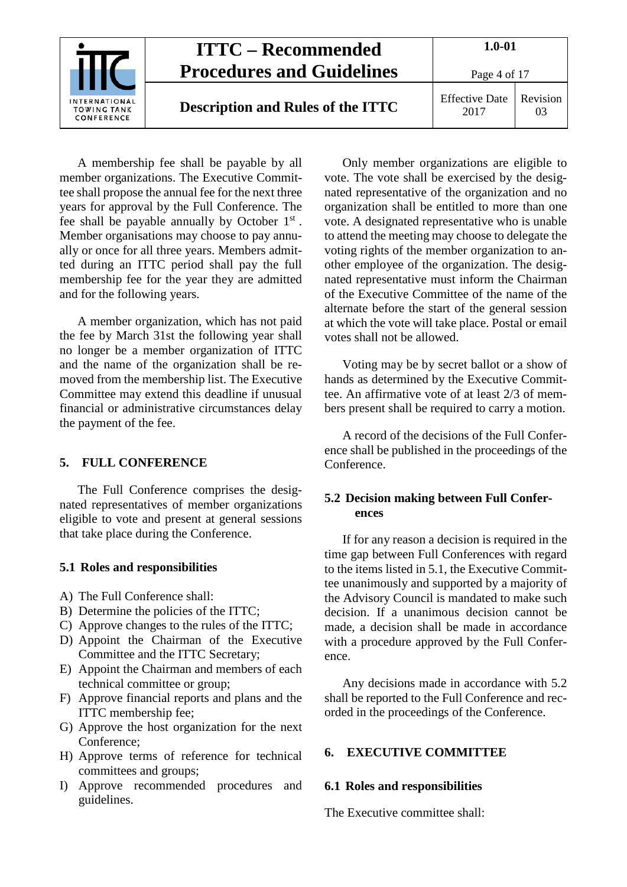A membership fee shall be payable by all member organizations. The Executive Committee shall propose the annual fee for the next three years for approval by the Full Conference. The fee shall be payable annually by October 1st . Member organisations may choose to pay annually or once for all three years. Members admitted during an ITTC period shall pay the full membership fee for the year they are admitted and for the following years.

A member organization, which has not paid the fee by March 31st the following year shall no longer be a member organization of ITTC and the name of the organization shall be removed from the membership list. The Executive Committee may extend this deadline if unusual financial or administrative circumstances delay the payment of the fee.

## 5. FULL CONFERENCE

The Full Conference comprises the designated representatives of member organizations eligible to vote and present at general sessions that take place during the Conference.

### 5.1 Roles and responsibilities

A) The Full Conference shall:
B) Determine the policies of the ITTC;
C) Approve changes to the rules of the ITTC;
D) Appoint the Chairman of the Executive Committee and the ITTC Secretary;
E) Appoint the Chairman and members of each technical committee or group;
F) Approve financial reports and plans and the ITTC membership fee;
G) Approve the host organization for the next Conference;
H) Approve terms of reference for technical committees and groups;
I) Approve recommended procedures and guidelines.

Only member organizations are eligible to vote. The vote shall be exercised by the designated representative of the organization and no organization shall be entitled to more than one vote. A designated representative who is unable to attend the meeting may choose to delegate the voting rights of the member organization to another employee of the organization. The designated representative must inform the Chairman of the Executive Committee of the name of the alternate before the start of the general session at which the vote will take place. Postal or email votes shall not be allowed.

Voting may be by secret ballot or a show of hands as determined by the Executive Committee. An affirmative vote of at least 2/3 of members present shall be required to carry a motion.

A record of the decisions of the Full Conference shall be published in the proceedings of the Conference.

### 5.2 Decision making between Full Conferences

If for any reason a decision is required in the time gap between Full Conferences with regard to the items listed in 5.1, the Executive Committee unanimously and supported by a majority of the Advisory Council is mandated to make such decision. If a unanimous decision cannot be made, a decision shall be made in accordance with a procedure approved by the Full Conference.

Any decisions made in accordance with 5.2 shall be reported to the Full Conference and recorded in the proceedings of the Conference.

## 6. EXECUTIVE COMMITTEE

### 6.1 Roles and responsibilities

The Executive committee shall: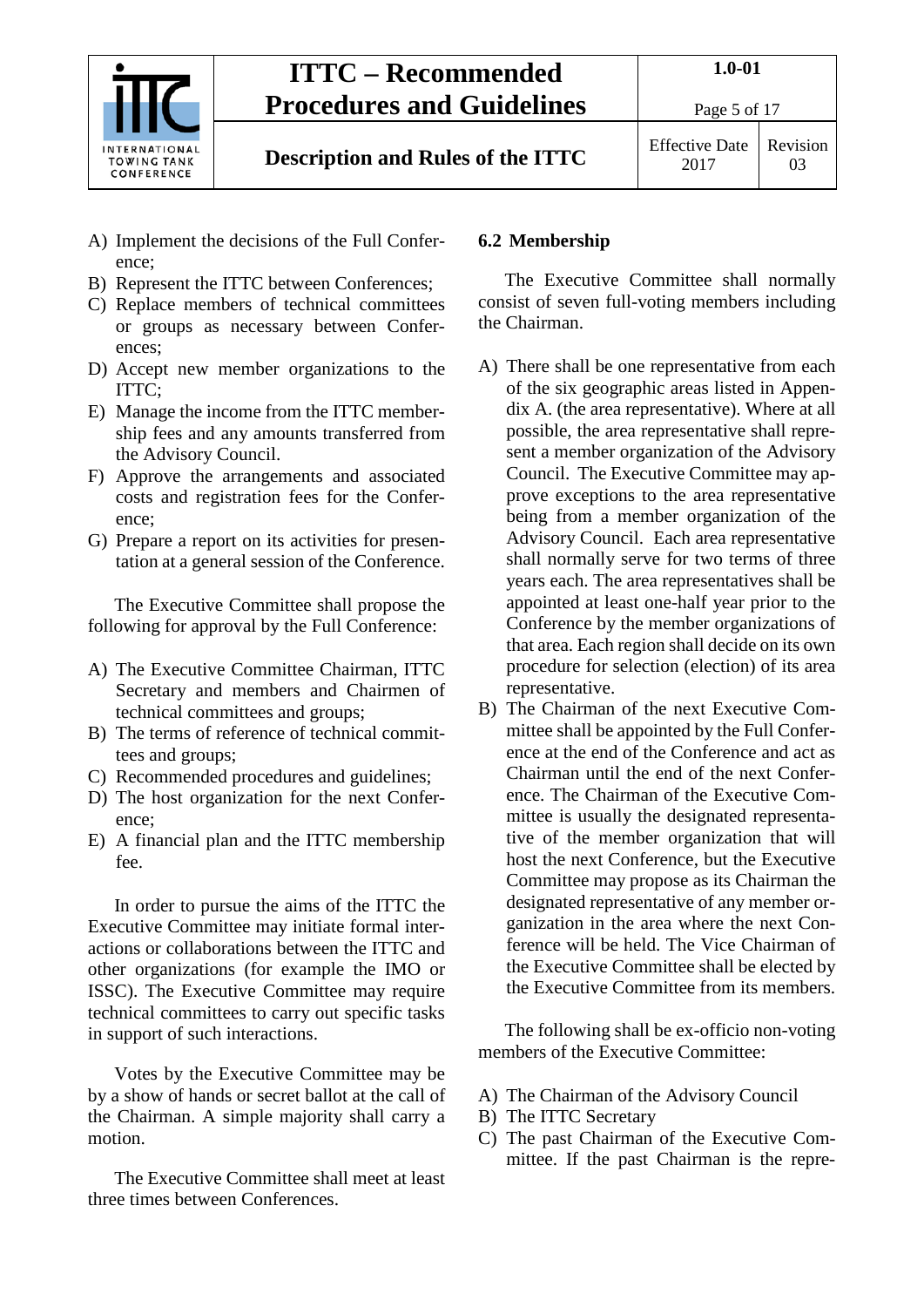A) Implement the decisions of the Full Conference;
B) Represent the ITTC between Conferences;
C) Replace members of technical committees or groups as necessary between Conferences;
D) Accept new member organizations to the ITTC;
E) Manage the income from the ITTC membership fees and any amounts transferred from the Advisory Council.
F) Approve the arrangements and associated costs and registration fees for the Conference;
G) Prepare a report on its activities for presentation at a general session of the Conference.

The Executive Committee shall propose the following for approval by the Full Conference:

A) The Executive Committee Chairman, ITTC Secretary and members and Chairmen of technical committees and groups;
B) The terms of reference of technical committees and groups;
C) Recommended procedures and guidelines;
D) The host organization for the next Conference;
E) A financial plan and the ITTC membership fee.

In order to pursue the aims of the ITTC the Executive Committee may initiate formal interactions or collaborations between the ITTC and other organizations (for example the IMO or ISSC). The Executive Committee may require technical committees to carry out specific tasks in support of such interactions.

Votes by the Executive Committee may be by a show of hands or secret ballot at the call of the Chairman. A simple majority shall carry a motion.

The Executive Committee shall meet at least three times between Conferences.

## 6.2 Membership

The Executive Committee shall normally consist of seven full-voting members including the Chairman.

A) There shall be one representative from each of the six geographic areas listed in Appendix A. (the area representative). Where at all possible, the area representative shall represent a member organization of the Advisory Council. The Executive Committee may approve exceptions to the area representative being from a member organization of the Advisory Council. Each area representative shall normally serve for two terms of three years each. The area representatives shall be appointed at least one-half year prior to the Conference by the member organizations of that area. Each region shall decide on its own procedure for selection (election) of its area representative.
B) The Chairman of the next Executive Committee shall be appointed by the Full Conference at the end of the Conference and act as Chairman until the end of the next Conference. The Chairman of the Executive Committee is usually the designated representative of the member organization that will host the next Conference, but the Executive Committee may propose as its Chairman the designated representative of any member organization in the area where the next Conference will be held. The Vice Chairman of the Executive Committee shall be elected by the Executive Committee from its members.

The following shall be ex-officio non-voting members of the Executive Committee:

A) The Chairman of the Advisory Council
B) The ITTC Secretary
C) The past Chairman of the Executive Committee. If the past Chairman is the repre-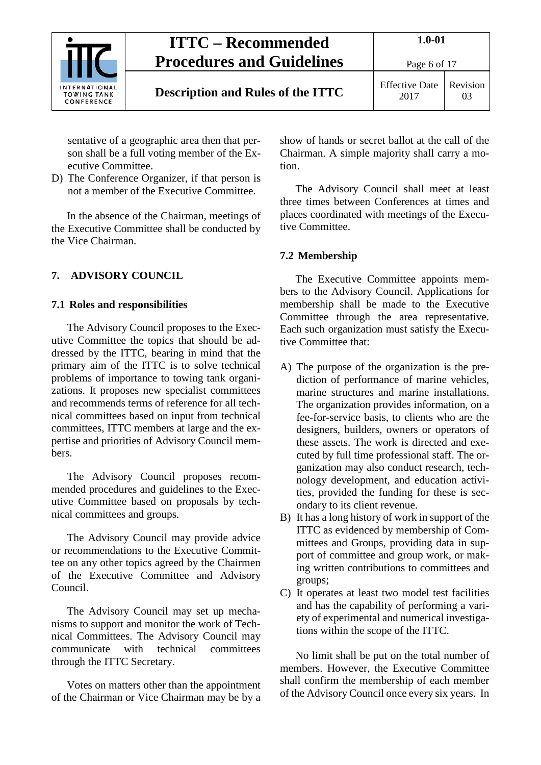sentative of a geographic area then that person shall be a full voting member of the Executive Committee.

D) The Conference Organizer, if that person is not a member of the Executive Committee.

In the absence of the Chairman, meetings of the Executive Committee shall be conducted by the Vice Chairman.

## 7. ADVISORY COUNCIL

### 7.1 Roles and responsibilities

The Advisory Council proposes to the Executive Committee the topics that should be addressed by the ITTC, bearing in mind that the primary aim of the ITTC is to solve technical problems of importance to towing tank organizations. It proposes new specialist committees and recommends terms of reference for all technical committees based on input from technical committees, ITTC members at large and the expertise and priorities of Advisory Council members.

The Advisory Council proposes recommended procedures and guidelines to the Executive Committee based on proposals by technical committees and groups.

The Advisory Council may provide advice or recommendations to the Executive Committee on any other topics agreed by the Chairmen of the Executive Committee and Advisory Council.

The Advisory Council may set up mechanisms to support and monitor the work of Technical Committees. The Advisory Council may communicate with technical committees through the ITTC Secretary.

Votes on matters other than the appointment of the Chairman or Vice Chairman may be by a show of hands or secret ballot at the call of the Chairman. A simple majority shall carry a motion.

The Advisory Council shall meet at least three times between Conferences at times and places coordinated with meetings of the Executive Committee.

### 7.2 Membership

The Executive Committee appoints members to the Advisory Council. Applications for membership shall be made to the Executive Committee through the area representative. Each such organization must satisfy the Executive Committee that:

A) The purpose of the organization is the prediction of performance of marine vehicles, marine structures and marine installations. The organization provides information, on a fee-for-service basis, to clients who are the designers, builders, owners or operators of these assets. The work is directed and executed by full time professional staff. The organization may also conduct research, technology development, and education activities, provided the funding for these is secondary to its client revenue.

B) It has a long history of work in support of the ITTC as evidenced by membership of Committees and Groups, providing data in support of committee and group work, or making written contributions to committees and groups;

C) It operates at least two model test facilities and has the capability of performing a variety of experimental and numerical investigations within the scope of the ITTC.

No limit shall be put on the total number of members. However, the Executive Committee shall confirm the membership of each member of the Advisory Council once every six years. In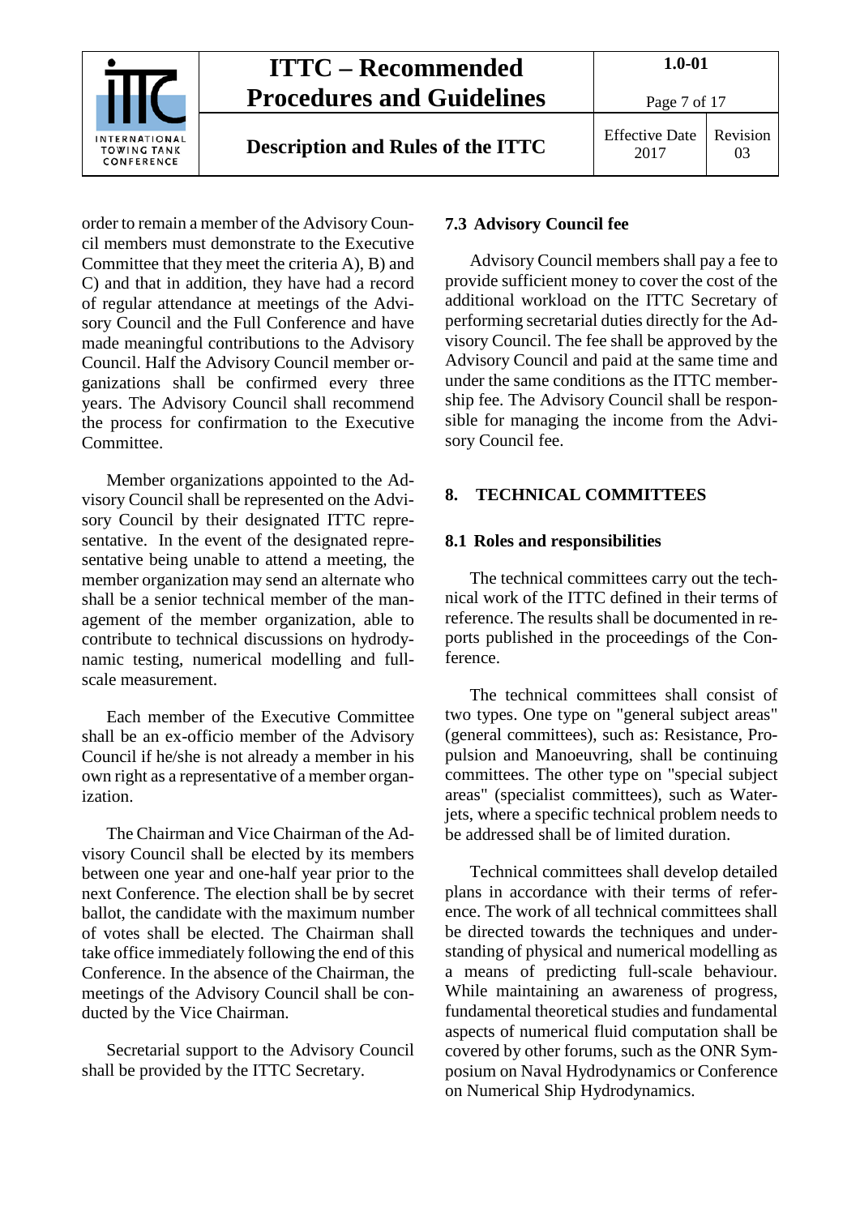order to remain a member of the Advisory Council members must demonstrate to the Executive Committee that they meet the criteria A), B) and C) and that in addition, they have had a record of regular attendance at meetings of the Advisory Council and the Full Conference and have made meaningful contributions to the Advisory Council. Half the Advisory Council member organizations shall be confirmed every three years. The Advisory Council shall recommend the process for confirmation to the Executive Committee.

Member organizations appointed to the Advisory Council shall be represented on the Advisory Council by their designated ITTC representative. In the event of the designated representative being unable to attend a meeting, the member organization may send an alternate who shall be a senior technical member of the management of the member organization, able to contribute to technical discussions on hydrodynamic testing, numerical modelling and full-scale measurement.

Each member of the Executive Committee shall be an ex-officio member of the Advisory Council if he/she is not already a member in his own right as a representative of a member organization.

The Chairman and Vice Chairman of the Advisory Council shall be elected by its members between one year and one-half year prior to the next Conference. The election shall be by secret ballot, the candidate with the maximum number of votes shall be elected. The Chairman shall take office immediately following the end of this Conference. In the absence of the Chairman, the meetings of the Advisory Council shall be conducted by the Vice Chairman.

Secretarial support to the Advisory Council shall be provided by the ITTC Secretary.

### 7.3 Advisory Council fee

Advisory Council members shall pay a fee to provide sufficient money to cover the cost of the additional workload on the ITTC Secretary of performing secretarial duties directly for the Advisory Council. The fee shall be approved by the Advisory Council and paid at the same time and under the same conditions as the ITTC membership fee. The Advisory Council shall be responsible for managing the income from the Advisory Council fee.

## 8. TECHNICAL COMMITTEES

### 8.1 Roles and responsibilities

The technical committees carry out the technical work of the ITTC defined in their terms of reference. The results shall be documented in reports published in the proceedings of the Conference.

The technical committees shall consist of two types. One type on "general subject areas" (general committees), such as: Resistance, Propulsion and Manoeuvring, shall be continuing committees. The other type on "special subject areas" (specialist committees), such as Waterjets, where a specific technical problem needs to be addressed shall be of limited duration.

Technical committees shall develop detailed plans in accordance with their terms of reference. The work of all technical committees shall be directed towards the techniques and understanding of physical and numerical modelling as a means of predicting full-scale behaviour. While maintaining an awareness of progress, fundamental theoretical studies and fundamental aspects of numerical fluid computation shall be covered by other forums, such as the ONR Symposium on Naval Hydrodynamics or Conference on Numerical Ship Hydrodynamics.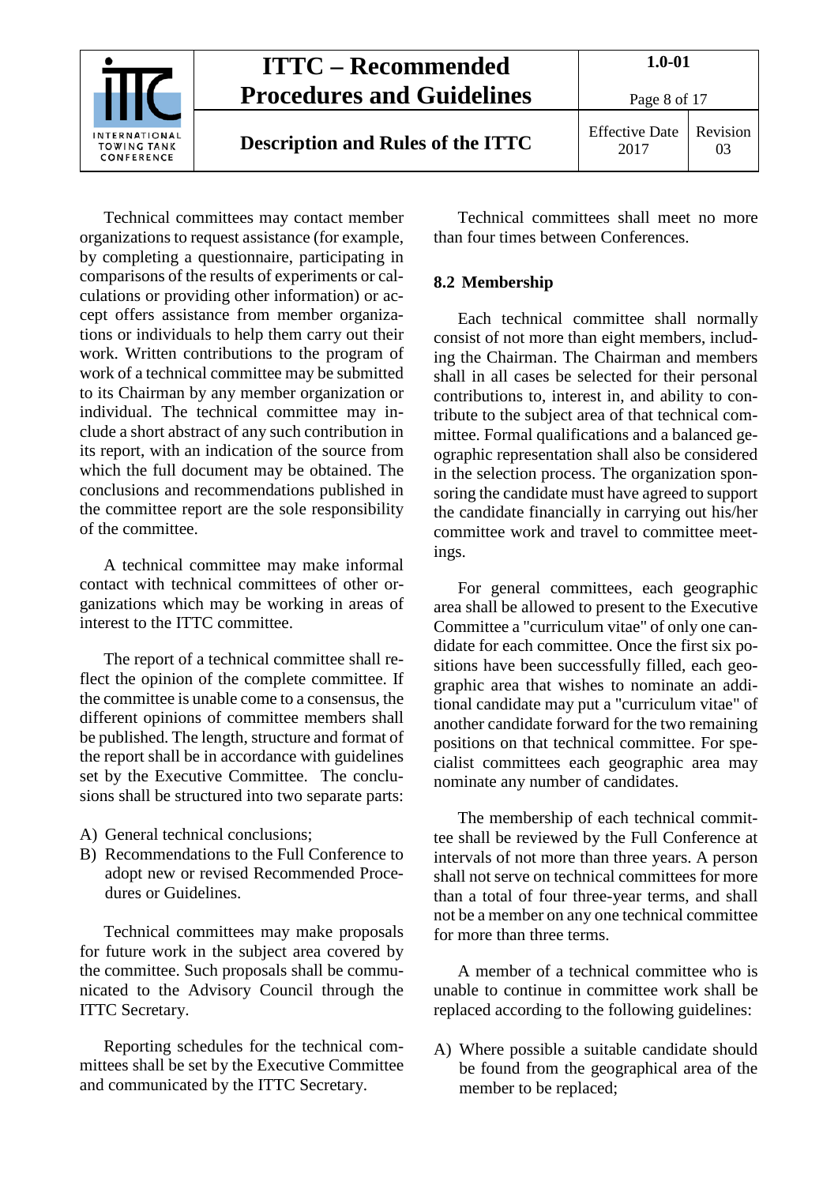Technical committees may contact member organizations to request assistance (for example, by completing a questionnaire, participating in comparisons of the results of experiments or calculations or providing other information) or accept offers assistance from member organizations or individuals to help them carry out their work. Written contributions to the program of work of a technical committee may be submitted to its Chairman by any member organization or individual. The technical committee may include a short abstract of any such contribution in its report, with an indication of the source from which the full document may be obtained. The conclusions and recommendations published in the committee report are the sole responsibility of the committee.

A technical committee may make informal contact with technical committees of other organizations which may be working in areas of interest to the ITTC committee.

The report of a technical committee shall reflect the opinion of the complete committee. If the committee is unable come to a consensus, the different opinions of committee members shall be published. The length, structure and format of the report shall be in accordance with guidelines set by the Executive Committee. The conclusions shall be structured into two separate parts:

A) General technical conclusions;
B) Recommendations to the Full Conference to adopt new or revised Recommended Procedures or Guidelines.

Technical committees may make proposals for future work in the subject area covered by the committee. Such proposals shall be communicated to the Advisory Council through the ITTC Secretary.

Reporting schedules for the technical committees shall be set by the Executive Committee and communicated by the ITTC Secretary.

Technical committees shall meet no more than four times between Conferences.

## 8.2 Membership

Each technical committee shall normally consist of not more than eight members, including the Chairman. The Chairman and members shall in all cases be selected for their personal contributions to, interest in, and ability to contribute to the subject area of that technical committee. Formal qualifications and a balanced geographic representation shall also be considered in the selection process. The organization sponsoring the candidate must have agreed to support the candidate financially in carrying out his/her committee work and travel to committee meetings.

For general committees, each geographic area shall be allowed to present to the Executive Committee a "curriculum vitae" of only one candidate for each committee. Once the first six positions have been successfully filled, each geographic area that wishes to nominate an additional candidate may put a "curriculum vitae" of another candidate forward for the two remaining positions on that technical committee. For specialist committees each geographic area may nominate any number of candidates.

The membership of each technical committee shall be reviewed by the Full Conference at intervals of not more than three years. A person shall not serve on technical committees for more than a total of four three-year terms, and shall not be a member on any one technical committee for more than three terms.

A member of a technical committee who is unable to continue in committee work shall be replaced according to the following guidelines:

A) Where possible a suitable candidate should be found from the geographical area of the member to be replaced;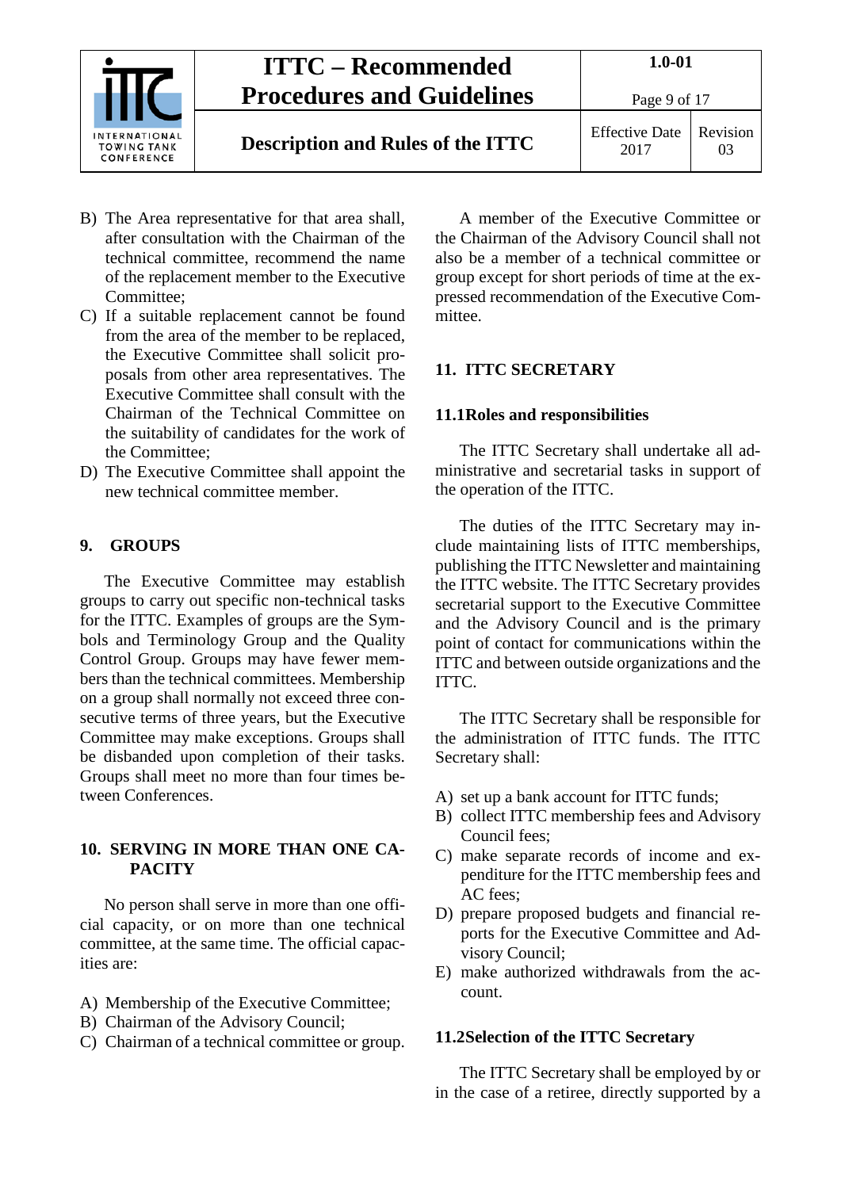B) The Area representative for that area shall, after consultation with the Chairman of the technical committee, recommend the name of the replacement member to the Executive Committee;
C) If a suitable replacement cannot be found from the area of the member to be replaced, the Executive Committee shall solicit proposals from other area representatives. The Executive Committee shall consult with the Chairman of the Technical Committee on the suitability of candidates for the work of the Committee;
D) The Executive Committee shall appoint the new technical committee member.

## 9. GROUPS

The Executive Committee may establish groups to carry out specific non-technical tasks for the ITTC. Examples of groups are the Symbols and Terminology Group and the Quality Control Group. Groups may have fewer members than the technical committees. Membership on a group shall normally not exceed three consecutive terms of three years, but the Executive Committee may make exceptions. Groups shall be disbanded upon completion of their tasks. Groups shall meet no more than four times between Conferences.

## 10. SERVING IN MORE THAN ONE CAPACITY

No person shall serve in more than one official capacity, or on more than one technical committee, at the same time. The official capacities are:

A) Membership of the Executive Committee;
B) Chairman of the Advisory Council;
C) Chairman of a technical committee or group.

A member of the Executive Committee or the Chairman of the Advisory Council shall not also be a member of a technical committee or group except for short periods of time at the expressed recommendation of the Executive Committee.

## 11. ITTC SECRETARY

### 11.1 Roles and responsibilities

The ITTC Secretary shall undertake all administrative and secretarial tasks in support of the operation of the ITTC.

The duties of the ITTC Secretary may include maintaining lists of ITTC memberships, publishing the ITTC Newsletter and maintaining the ITTC website. The ITTC Secretary provides secretarial support to the Executive Committee and the Advisory Council and is the primary point of contact for communications within the ITTC and between outside organizations and the ITTC.

The ITTC Secretary shall be responsible for the administration of ITTC funds. The ITTC Secretary shall:

A) set up a bank account for ITTC funds;
B) collect ITTC membership fees and Advisory Council fees;
C) make separate records of income and expenditure for the ITTC membership fees and AC fees;
D) prepare proposed budgets and financial reports for the Executive Committee and Advisory Council;
E) make authorized withdrawals from the account.

### 11.2 Selection of the ITTC Secretary

The ITTC Secretary shall be employed by or in the case of a retiree, directly supported by a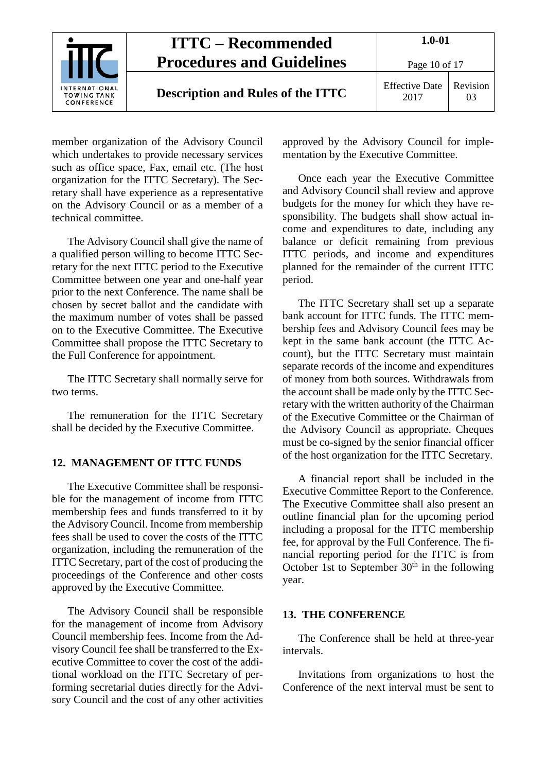member organization of the Advisory Council which undertakes to provide necessary services such as office space, Fax, email etc. (The host organization for the ITTC Secretary). The Secretary shall have experience as a representative on the Advisory Council or as a member of a technical committee.

The Advisory Council shall give the name of a qualified person willing to become ITTC Secretary for the next ITTC period to the Executive Committee between one year and one-half year prior to the next Conference. The name shall be chosen by secret ballot and the candidate with the maximum number of votes shall be passed on to the Executive Committee. The Executive Committee shall propose the ITTC Secretary to the Full Conference for appointment.

The ITTC Secretary shall normally serve for two terms.

The remuneration for the ITTC Secretary shall be decided by the Executive Committee.

## 12. MANAGEMENT OF ITTC FUNDS

The Executive Committee shall be responsible for the management of income from ITTC membership fees and funds transferred to it by the Advisory Council. Income from membership fees shall be used to cover the costs of the ITTC organization, including the remuneration of the ITTC Secretary, part of the cost of producing the proceedings of the Conference and other costs approved by the Executive Committee.

The Advisory Council shall be responsible for the management of income from Advisory Council membership fees. Income from the Advisory Council fee shall be transferred to the Executive Committee to cover the cost of the additional workload on the ITTC Secretary of performing secretarial duties directly for the Advisory Council and the cost of any other activities approved by the Advisory Council for implementation by the Executive Committee.

Once each year the Executive Committee and Advisory Council shall review and approve budgets for the money for which they have responsibility. The budgets shall show actual income and expenditures to date, including any balance or deficit remaining from previous ITTC periods, and income and expenditures planned for the remainder of the current ITTC period.

The ITTC Secretary shall set up a separate bank account for ITTC funds. The ITTC membership fees and Advisory Council fees may be kept in the same bank account (the ITTC Account), but the ITTC Secretary must maintain separate records of the income and expenditures of money from both sources. Withdrawals from the account shall be made only by the ITTC Secretary with the written authority of the Chairman of the Executive Committee or the Chairman of the Advisory Council as appropriate. Cheques must be co-signed by the senior financial officer of the host organization for the ITTC Secretary.

A financial report shall be included in the Executive Committee Report to the Conference. The Executive Committee shall also present an outline financial plan for the upcoming period including a proposal for the ITTC membership fee, for approval by the Full Conference. The financial reporting period for the ITTC is from October 1st to September 30th in the following year.

## 13. THE CONFERENCE

The Conference shall be held at three-year intervals.

Invitations from organizations to host the Conference of the next interval must be sent to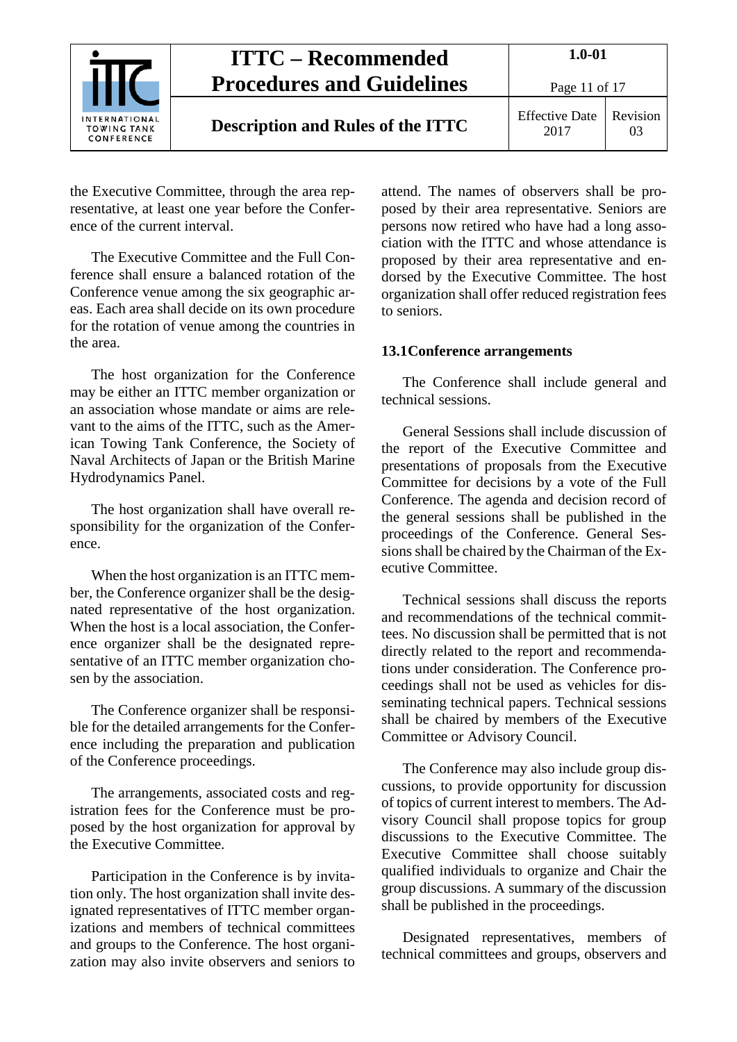the Executive Committee, through the area representative, at least one year before the Conference of the current interval.

The Executive Committee and the Full Conference shall ensure a balanced rotation of the Conference venue among the six geographic areas. Each area shall decide on its own procedure for the rotation of venue among the countries in the area.

The host organization for the Conference may be either an ITTC member organization or an association whose mandate or aims are relevant to the aims of the ITTC, such as the American Towing Tank Conference, the Society of Naval Architects of Japan or the British Marine Hydrodynamics Panel.

The host organization shall have overall responsibility for the organization of the Conference.

When the host organization is an ITTC member, the Conference organizer shall be the designated representative of the host organization. When the host is a local association, the Conference organizer shall be the designated representative of an ITTC member organization chosen by the association.

The Conference organizer shall be responsible for the detailed arrangements for the Conference including the preparation and publication of the Conference proceedings.

The arrangements, associated costs and registration fees for the Conference must be proposed by the host organization for approval by the Executive Committee.

Participation in the Conference is by invitation only. The host organization shall invite designated representatives of ITTC member organizations and members of technical committees and groups to the Conference. The host organization may also invite observers and seniors to attend. The names of observers shall be proposed by their area representative. Seniors are persons now retired who have had a long association with the ITTC and whose attendance is proposed by their area representative and endorsed by the Executive Committee. The host organization shall offer reduced registration fees to seniors.

### 13.1 Conference arrangements

The Conference shall include general and technical sessions.

General Sessions shall include discussion of the report of the Executive Committee and presentations of proposals from the Executive Committee for decisions by a vote of the Full Conference. The agenda and decision record of the general sessions shall be published in the proceedings of the Conference. General Sessions shall be chaired by the Chairman of the Executive Committee.

Technical sessions shall discuss the reports and recommendations of the technical committees. No discussion shall be permitted that is not directly related to the report and recommendations under consideration. The Conference proceedings shall not be used as vehicles for disseminating technical papers. Technical sessions shall be chaired by members of the Executive Committee or Advisory Council.

The Conference may also include group discussions, to provide opportunity for discussion of topics of current interest to members. The Advisory Council shall propose topics for group discussions to the Executive Committee. The Executive Committee shall choose suitably qualified individuals to organize and Chair the group discussions. A summary of the discussion shall be published in the proceedings.

Designated representatives, members of technical committees and groups, observers and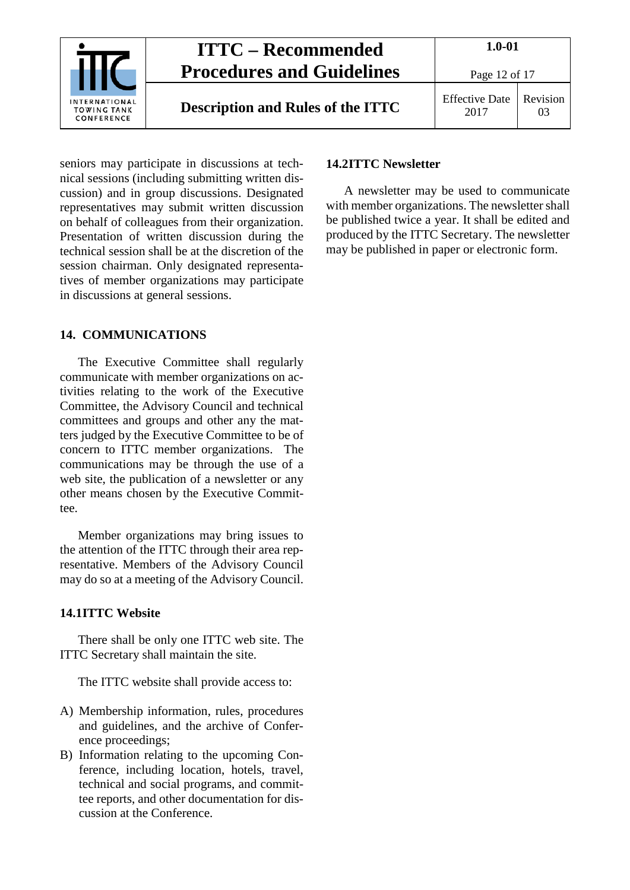seniors may participate in discussions at technical sessions (including submitting written discussion) and in group discussions. Designated representatives may submit written discussion on behalf of colleagues from their organization. Presentation of written discussion during the technical session shall be at the discretion of the session chairman. Only designated representatives of member organizations may participate in discussions at general sessions.

## 14. COMMUNICATIONS

The Executive Committee shall regularly communicate with member organizations on activities relating to the work of the Executive Committee, the Advisory Council and technical committees and groups and other any the matters judged by the Executive Committee to be of concern to ITTC member organizations. The communications may be through the use of a web site, the publication of a newsletter or any other means chosen by the Executive Committee.

Member organizations may bring issues to the attention of the ITTC through their area representative. Members of the Advisory Council may do so at a meeting of the Advisory Council.

### 14.1 ITTC Website

There shall be only one ITTC web site. The ITTC Secretary shall maintain the site.

The ITTC website shall provide access to:

A) Membership information, rules, procedures and guidelines, and the archive of Conference proceedings;
B) Information relating to the upcoming Conference, including location, hotels, travel, technical and social programs, and committee reports, and other documentation for discussion at the Conference.

### 14.2 ITTC Newsletter

A newsletter may be used to communicate with member organizations. The newsletter shall be published twice a year. It shall be edited and produced by the ITTC Secretary. The newsletter may be published in paper or electronic form.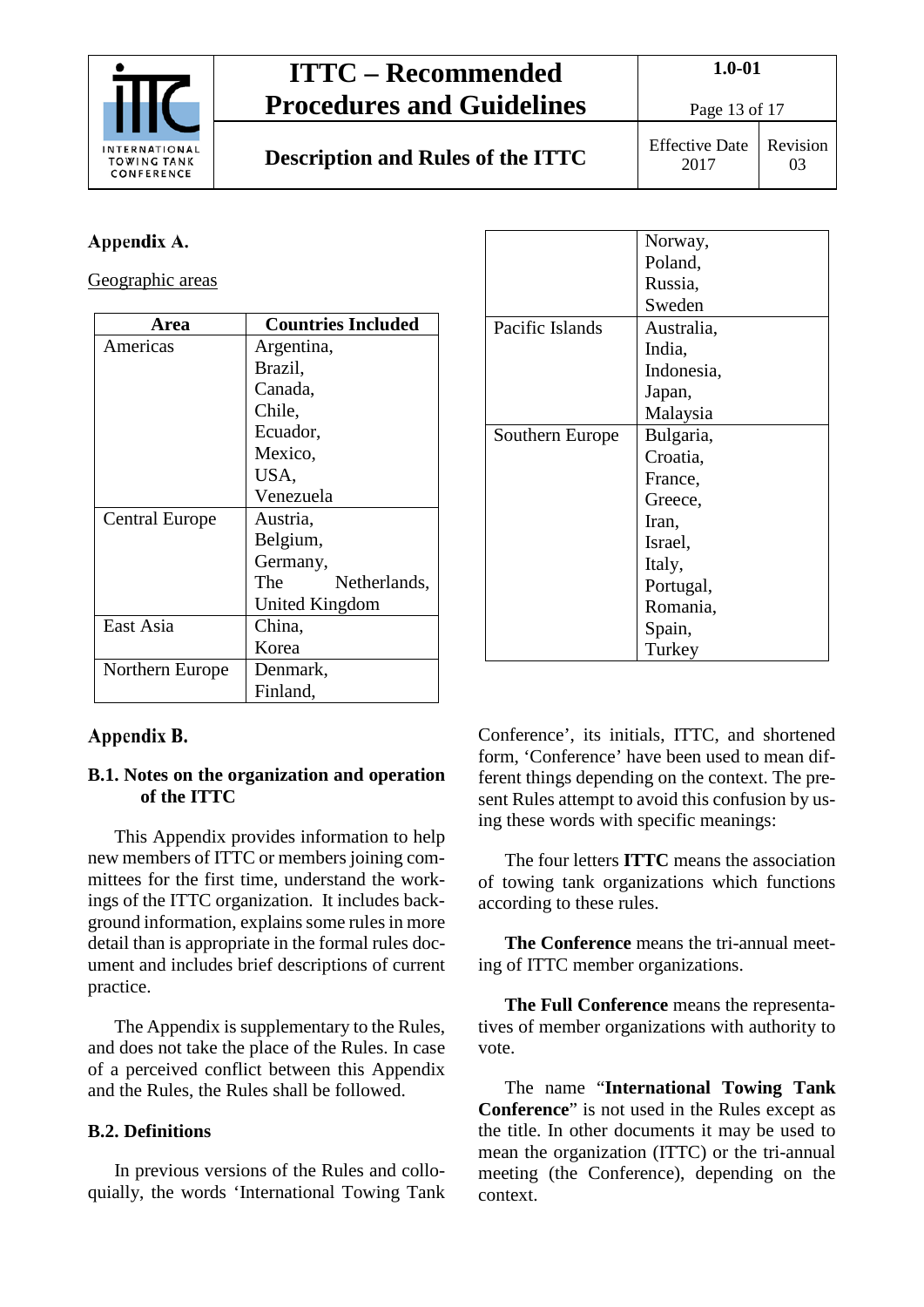## Appendix A.

Geographic areas

| Area | Countries Included |
|---|---|
| Americas | Argentina, Brazil, Canada, Chile, Ecuador, Mexico, USA, Venezuela |
| Central Europe | Austria, Belgium, Germany, The Netherlands, United Kingdom |
| East Asia | China, Korea |
| Northern Europe | Denmark, Finland, Norway, Poland, Russia, Sweden |
| Pacific Islands | Australia, India, Indonesia, Japan, Malaysia |
| Southern Europe | Bulgaria, Croatia, France, Greece, Iran, Israel, Italy, Portugal, Romania, Spain, Turkey |

## Appendix B.

### B.1. Notes on the organization and operation of the ITTC

This Appendix provides information to help new members of ITTC or members joining committees for the first time, understand the workings of the ITTC organization. It includes background information, explains some rules in more detail than is appropriate in the formal rules document and includes brief descriptions of current practice.

The Appendix is supplementary to the Rules, and does not take the place of the Rules. In case of a perceived conflict between this Appendix and the Rules, the Rules shall be followed.

### B.2. Definitions

In previous versions of the Rules and colloquially, the words 'International Towing Tank Conference', its initials, ITTC, and shortened form, 'Conference' have been used to mean different things depending on the context. The present Rules attempt to avoid this confusion by using these words with specific meanings:

The four letters **ITTC** means the association of towing tank organizations which functions according to these rules.

**The Conference** means the tri-annual meeting of ITTC member organizations.

**The Full Conference** means the representatives of member organizations with authority to vote.

The name "**International Towing Tank Conference**" is not used in the Rules except as the title. In other documents it may be used to mean the organization (ITTC) or the tri-annual meeting (the Conference), depending on the context.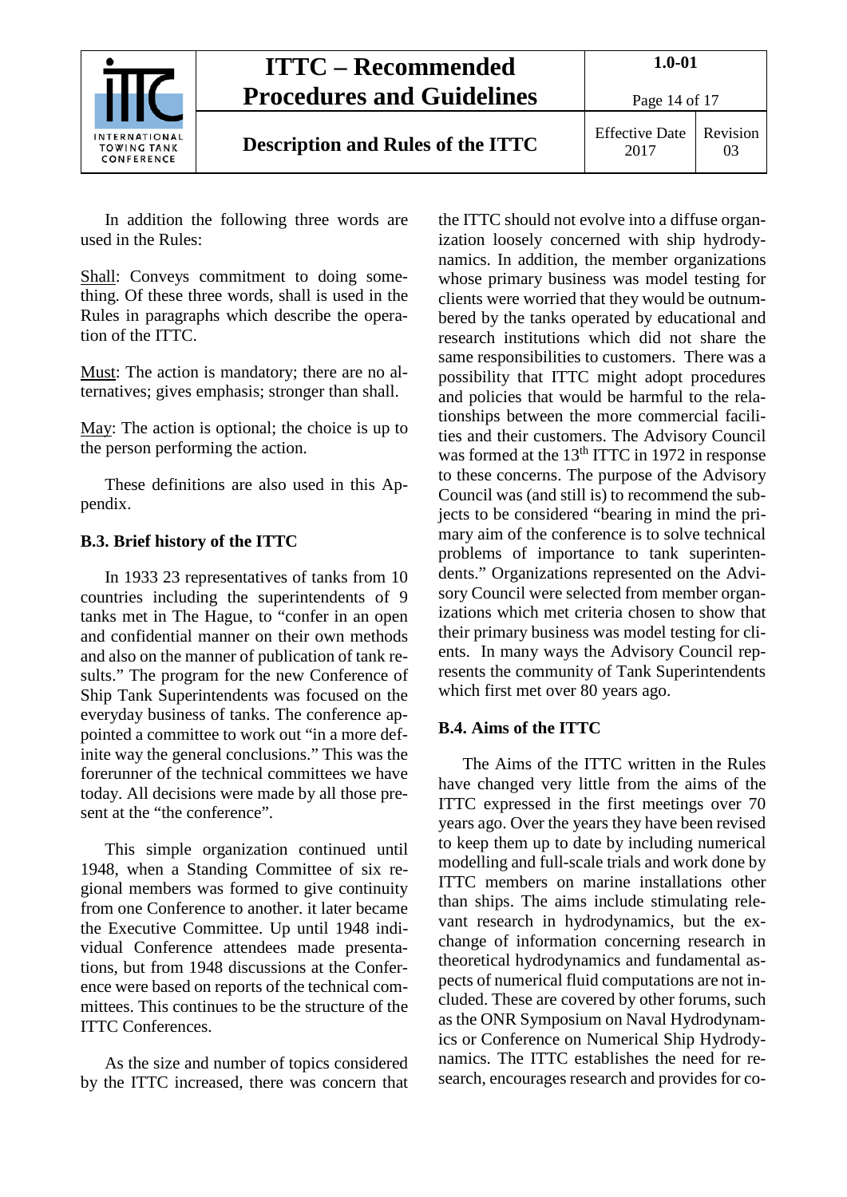In addition the following three words are used in the Rules:

Shall: Conveys commitment to doing something. Of these three words, shall is used in the Rules in paragraphs which describe the operation of the ITTC.

Must: The action is mandatory; there are no alternatives; gives emphasis; stronger than shall.

May: The action is optional; the choice is up to the person performing the action.

These definitions are also used in this Appendix.

### B.3. Brief history of the ITTC

In 1933 23 representatives of tanks from 10 countries including the superintendents of 9 tanks met in The Hague, to "confer in an open and confidential manner on their own methods and also on the manner of publication of tank results." The program for the new Conference of Ship Tank Superintendents was focused on the everyday business of tanks. The conference appointed a committee to work out "in a more definite way the general conclusions." This was the forerunner of the technical committees we have today. All decisions were made by all those present at the "the conference".

This simple organization continued until 1948, when a Standing Committee of six regional members was formed to give continuity from one Conference to another. it later became the Executive Committee. Up until 1948 individual Conference attendees made presentations, but from 1948 discussions at the Conference were based on reports of the technical committees. This continues to be the structure of the ITTC Conferences.

As the size and number of topics considered by the ITTC increased, there was concern that the ITTC should not evolve into a diffuse organization loosely concerned with ship hydrodynamics. In addition, the member organizations whose primary business was model testing for clients were worried that they would be outnumbered by the tanks operated by educational and research institutions which did not share the same responsibilities to customers. There was a possibility that ITTC might adopt procedures and policies that would be harmful to the relationships between the more commercial facilities and their customers. The Advisory Council was formed at the 13th ITTC in 1972 in response to these concerns. The purpose of the Advisory Council was (and still is) to recommend the subjects to be considered "bearing in mind the primary aim of the conference is to solve technical problems of importance to tank superintendents." Organizations represented on the Advisory Council were selected from member organizations which met criteria chosen to show that their primary business was model testing for clients. In many ways the Advisory Council represents the community of Tank Superintendents which first met over 80 years ago.

### B.4. Aims of the ITTC

The Aims of the ITTC written in the Rules have changed very little from the aims of the ITTC expressed in the first meetings over 70 years ago. Over the years they have been revised to keep them up to date by including numerical modelling and full-scale trials and work done by ITTC members on marine installations other than ships. The aims include stimulating relevant research in hydrodynamics, but the exchange of information concerning research in theoretical hydrodynamics and fundamental aspects of numerical fluid computations are not included. These are covered by other forums, such as the ONR Symposium on Naval Hydrodynamics or Conference on Numerical Ship Hydrodynamics. The ITTC establishes the need for research, encourages research and provides for co-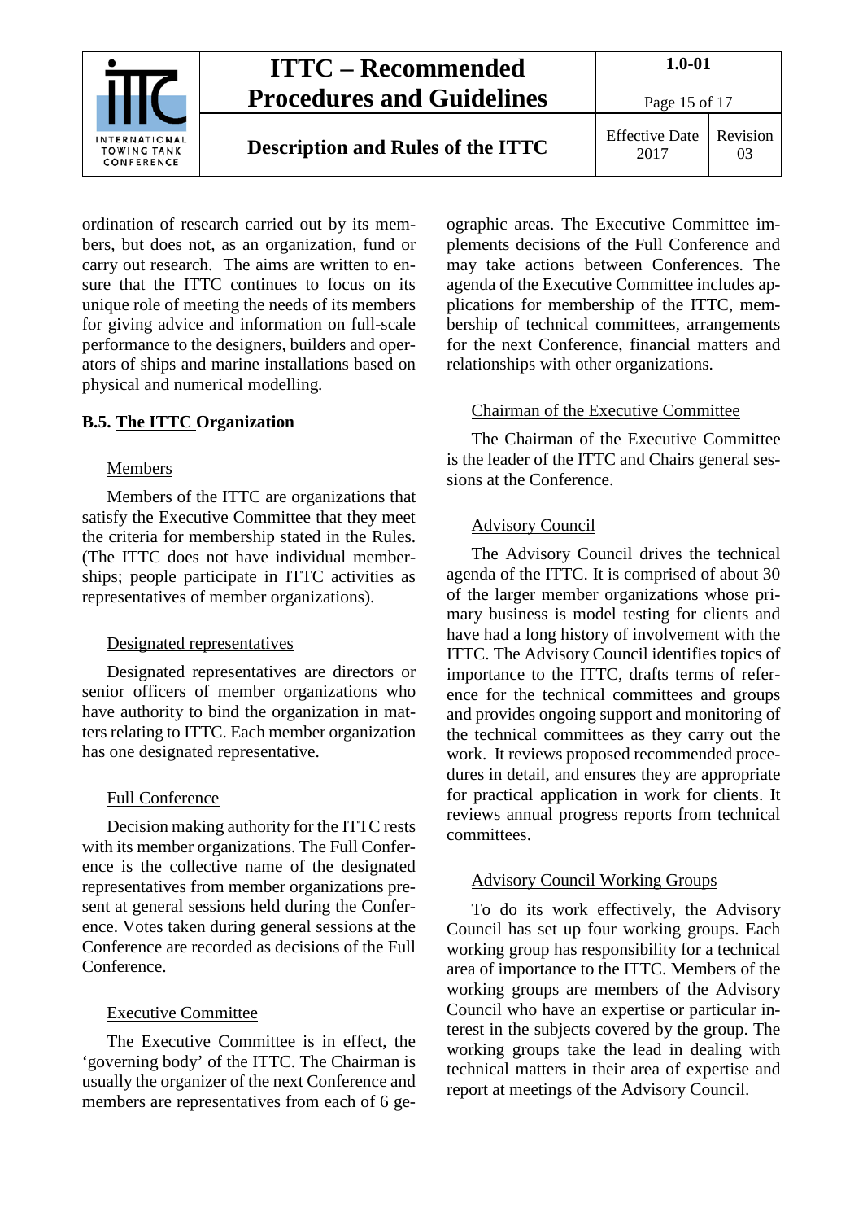ordination of research carried out by its members, but does not, as an organization, fund or carry out research. The aims are written to ensure that the ITTC continues to focus on its unique role of meeting the needs of its members for giving advice and information on full-scale performance to the designers, builders and operators of ships and marine installations based on physical and numerical modelling.

## B.5. The ITTC Organization

Members

Members of the ITTC are organizations that satisfy the Executive Committee that they meet the criteria for membership stated in the Rules. (The ITTC does not have individual memberships; people participate in ITTC activities as representatives of member organizations).

Designated representatives

Designated representatives are directors or senior officers of member organizations who have authority to bind the organization in matters relating to ITTC. Each member organization has one designated representative.

Full Conference

Decision making authority for the ITTC rests with its member organizations. The Full Conference is the collective name of the designated representatives from member organizations present at general sessions held during the Conference. Votes taken during general sessions at the Conference are recorded as decisions of the Full Conference.

Executive Committee

The Executive Committee is in effect, the 'governing body' of the ITTC. The Chairman is usually the organizer of the next Conference and members are representatives from each of 6 geographic areas. The Executive Committee implements decisions of the Full Conference and may take actions between Conferences. The agenda of the Executive Committee includes applications for membership of the ITTC, membership of technical committees, arrangements for the next Conference, financial matters and relationships with other organizations.

Chairman of the Executive Committee

The Chairman of the Executive Committee is the leader of the ITTC and Chairs general sessions at the Conference.

Advisory Council

The Advisory Council drives the technical agenda of the ITTC. It is comprised of about 30 of the larger member organizations whose primary business is model testing for clients and have had a long history of involvement with the ITTC. The Advisory Council identifies topics of importance to the ITTC, drafts terms of reference for the technical committees and groups and provides ongoing support and monitoring of the technical committees as they carry out the work. It reviews proposed recommended procedures in detail, and ensures they are appropriate for practical application in work for clients. It reviews annual progress reports from technical committees.

Advisory Council Working Groups

To do its work effectively, the Advisory Council has set up four working groups. Each working group has responsibility for a technical area of importance to the ITTC. Members of the working groups are members of the Advisory Council who have an expertise or particular interest in the subjects covered by the group. The working groups take the lead in dealing with technical matters in their area of expertise and report at meetings of the Advisory Council.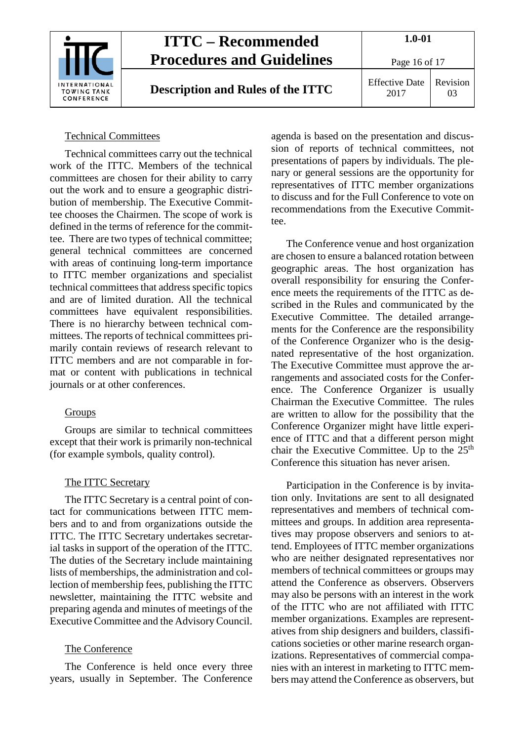Technical Committees

Technical committees carry out the technical work of the ITTC. Members of the technical committees are chosen for their ability to carry out the work and to ensure a geographic distribution of membership. The Executive Committee chooses the Chairmen. The scope of work is defined in the terms of reference for the committee. There are two types of technical committee; general technical committees are concerned with areas of continuing long-term importance to ITTC member organizations and specialist technical committees that address specific topics and are of limited duration. All the technical committees have equivalent responsibilities. There is no hierarchy between technical committees. The reports of technical committees primarily contain reviews of research relevant to ITTC members and are not comparable in format or content with publications in technical journals or at other conferences.

Groups

Groups are similar to technical committees except that their work is primarily non-technical (for example symbols, quality control).

The ITTC Secretary

The ITTC Secretary is a central point of contact for communications between ITTC members and to and from organizations outside the ITTC. The ITTC Secretary undertakes secretarial tasks in support of the operation of the ITTC. The duties of the Secretary include maintaining lists of memberships, the administration and collection of membership fees, publishing the ITTC newsletter, maintaining the ITTC website and preparing agenda and minutes of meetings of the Executive Committee and the Advisory Council.

The Conference

The Conference is held once every three years, usually in September. The Conference agenda is based on the presentation and discussion of reports of technical committees, not presentations of papers by individuals. The plenary or general sessions are the opportunity for representatives of ITTC member organizations to discuss and for the Full Conference to vote on recommendations from the Executive Committee.

The Conference venue and host organization are chosen to ensure a balanced rotation between geographic areas. The host organization has overall responsibility for ensuring the Conference meets the requirements of the ITTC as described in the Rules and communicated by the Executive Committee. The detailed arrangements for the Conference are the responsibility of the Conference Organizer who is the designated representative of the host organization. The Executive Committee must approve the arrangements and associated costs for the Conference. The Conference Organizer is usually Chairman the Executive Committee. The rules are written to allow for the possibility that the Conference Organizer might have little experience of ITTC and that a different person might chair the Executive Committee. Up to the 25th Conference this situation has never arisen.

Participation in the Conference is by invitation only. Invitations are sent to all designated representatives and members of technical committees and groups. In addition area representatives may propose observers and seniors to attend. Employees of ITTC member organizations who are neither designated representatives nor members of technical committees or groups may attend the Conference as observers. Observers may also be persons with an interest in the work of the ITTC who are not affiliated with ITTC member organizations. Examples are representatives from ship designers and builders, classifications societies or other marine research organizations. Representatives of commercial companies with an interest in marketing to ITTC members may attend the Conference as observers, but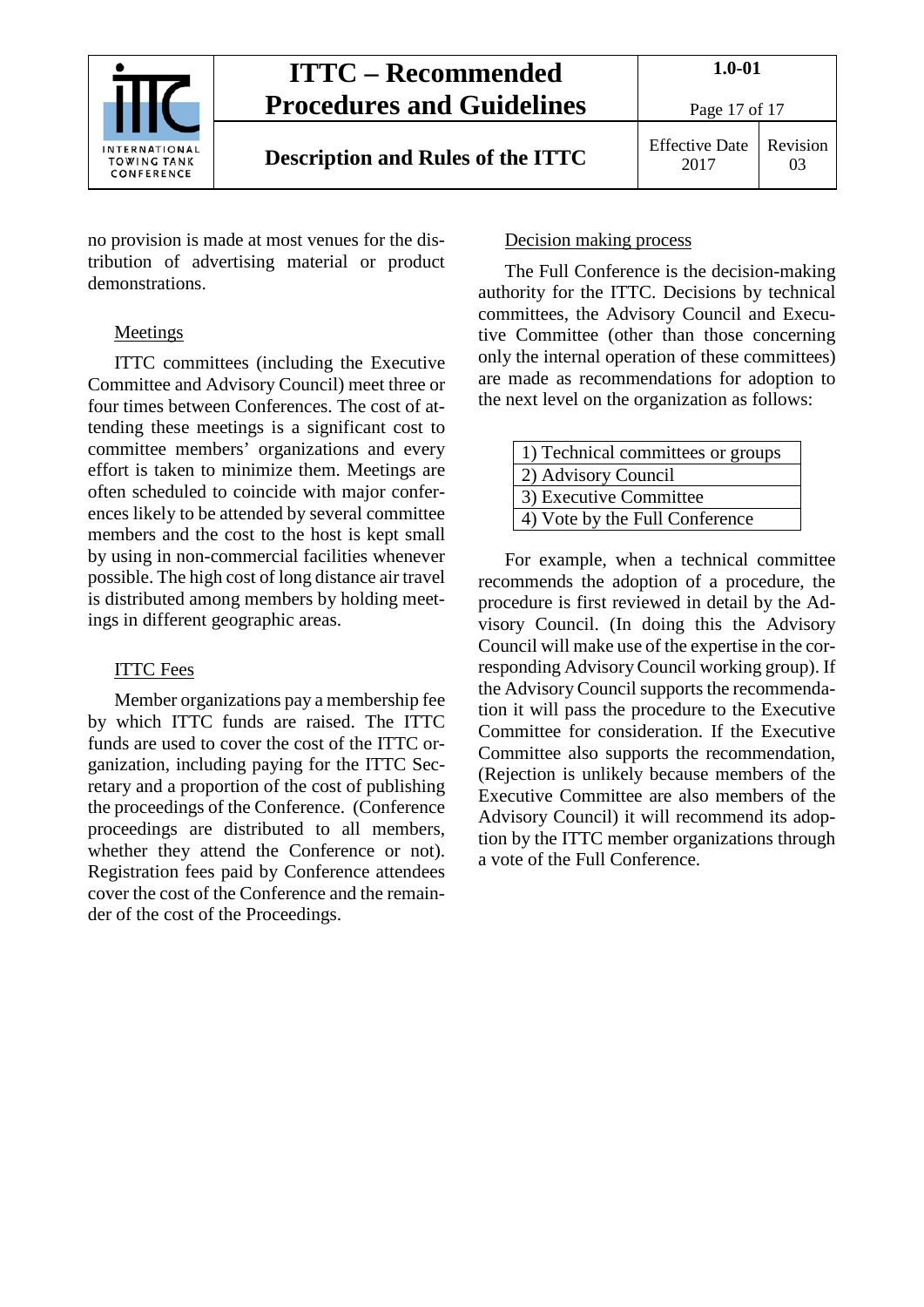no provision is made at most venues for the distribution of advertising material or product demonstrations.

Meetings

ITTC committees (including the Executive Committee and Advisory Council) meet three or four times between Conferences. The cost of attending these meetings is a significant cost to committee members' organizations and every effort is taken to minimize them. Meetings are often scheduled to coincide with major conferences likely to be attended by several committee members and the cost to the host is kept small by using in non-commercial facilities whenever possible. The high cost of long distance air travel is distributed among members by holding meetings in different geographic areas.

ITTC Fees

Member organizations pay a membership fee by which ITTC funds are raised. The ITTC funds are used to cover the cost of the ITTC organization, including paying for the ITTC Secretary and a proportion of the cost of publishing the proceedings of the Conference. (Conference proceedings are distributed to all members, whether they attend the Conference or not). Registration fees paid by Conference attendees cover the cost of the Conference and the remainder of the cost of the Proceedings.

Decision making process

The Full Conference is the decision-making authority for the ITTC. Decisions by technical committees, the Advisory Council and Executive Committee (other than those concerning only the internal operation of these committees) are made as recommendations for adoption to the next level on the organization as follows:

| |
|---|
| 1) Technical committees or groups |
| 2) Advisory Council |
| 3) Executive Committee |
| 4) Vote by the Full Conference |

For example, when a technical committee recommends the adoption of a procedure, the procedure is first reviewed in detail by the Advisory Council. (In doing this the Advisory Council will make use of the expertise in the corresponding Advisory Council working group). If the Advisory Council supports the recommendation it will pass the procedure to the Executive Committee for consideration. If the Executive Committee also supports the recommendation, (Rejection is unlikely because members of the Executive Committee are also members of the Advisory Council) it will recommend its adoption by the ITTC member organizations through a vote of the Full Conference.